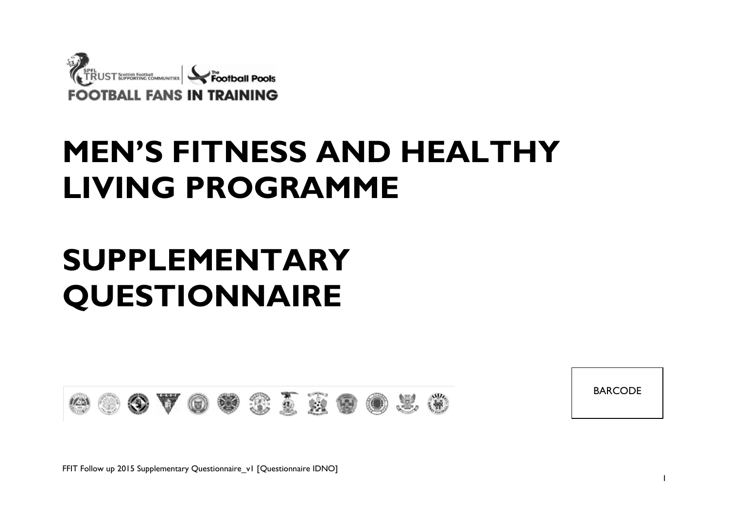SPFL TRUST Scottish Football SUPPORTING COMMUNITIES | The Football Pools

FOOTBALL FANS IN TRAINING

# MEN'S FITNESS AND HEALTHY LIVING PROGRAMME

# SUPPLEMENTARY QUESTIONNAIRE

BARCODE

FFIT Follow up 2015 Supplementary Questionnaire_v1 [Questionnaire IDNO]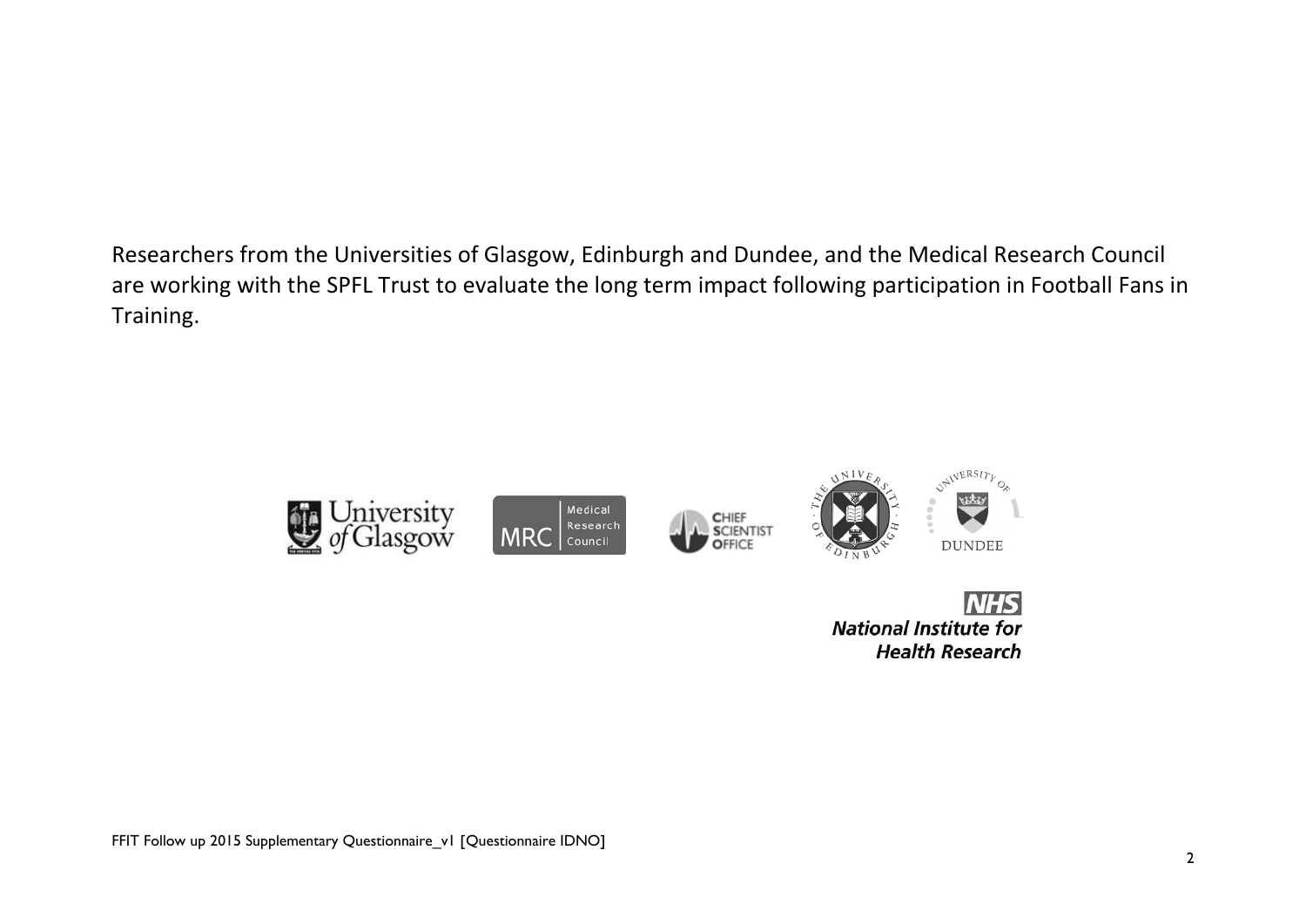Researchers from the Universities of Glasgow, Edinburgh and Dundee, and the Medical Research Council are working with the SPFL Trust to evaluate the long term impact following participation in Football Fans in Training.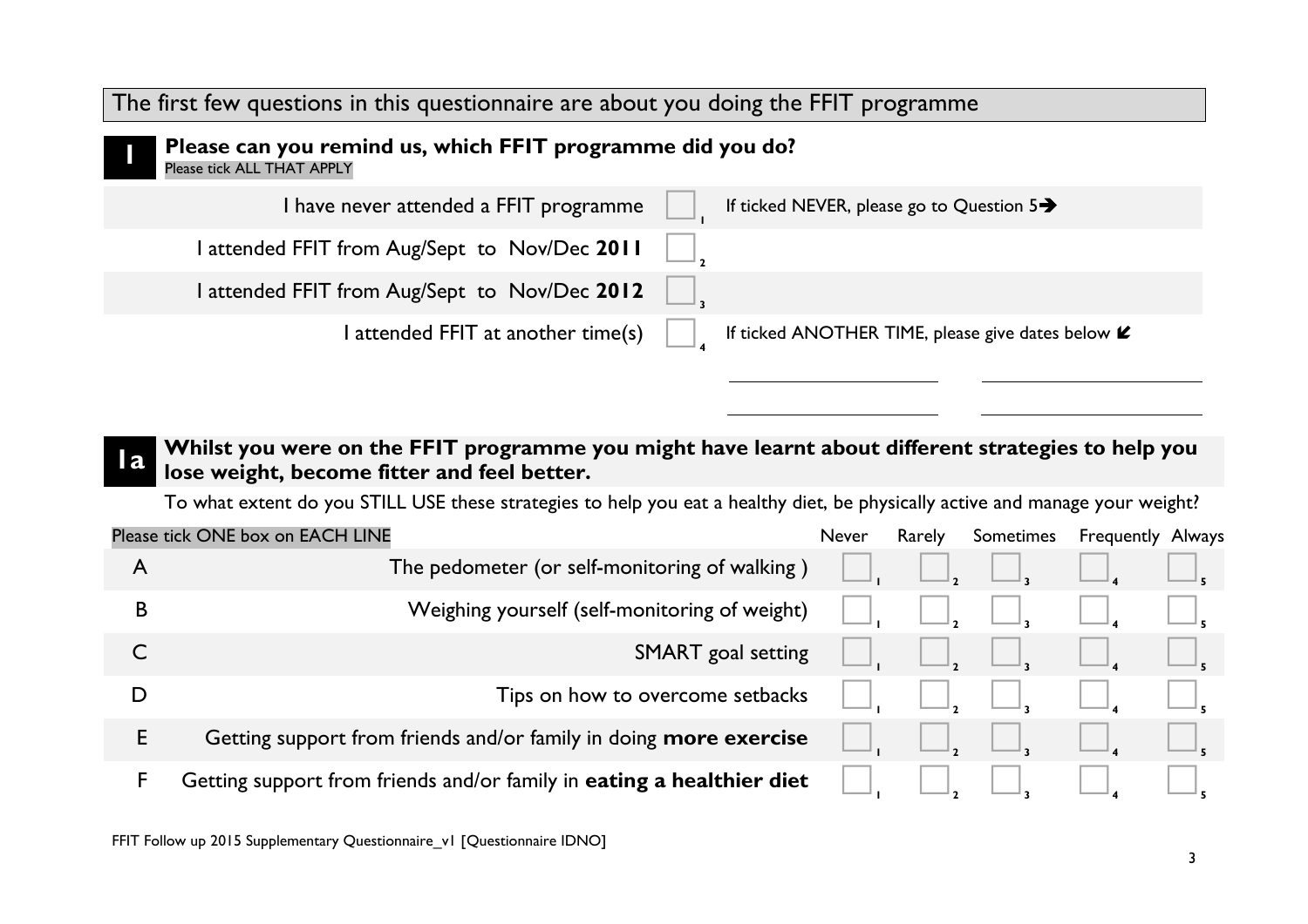## The first few questions in this questionnaire are about you doing the FFIT programme

### 1 Please can you remind us, which FFIT programme did you do?

Please tick ALL THAT APPLY

| | | |
|---|---|---|
| I have never attended a FFIT programme | ☐ 1 | If ticked NEVER, please go to Question 5➔ |
| I attended FFIT from Aug/Sept to Nov/Dec **2011** | ☐ 2 | |
| I attended FFIT from Aug/Sept to Nov/Dec **2012** | ☐ 3 | |
| I attended FFIT at another time(s) | ☐ 4 | If ticked ANOTHER TIME, please give dates below ↙ |

______________________ ______________________

______________________ ______________________

### 1a Whilst you were on the FFIT programme you might have learnt about different strategies to help you lose weight, become fitter and feel better.

To what extent do you STILL USE these strategies to help you eat a healthy diet, be physically active and manage your weight?

Please tick ONE box on EACH LINE

| | | Never | Rarely | Sometimes | Frequently | Always |
|---|---|---|---|---|---|---|
| A | The pedometer (or self-monitoring of walking ) | ☐ 1 | ☐ 2 | ☐ 3 | ☐ 4 | ☐ 5 |
| B | Weighing yourself (self-monitoring of weight) | ☐ 1 | ☐ 2 | ☐ 3 | ☐ 4 | ☐ 5 |
| C | SMART goal setting | ☐ 1 | ☐ 2 | ☐ 3 | ☐ 4 | ☐ 5 |
| D | Tips on how to overcome setbacks | ☐ 1 | ☐ 2 | ☐ 3 | ☐ 4 | ☐ 5 |
| E | Getting support from friends and/or family in doing **more exercise** | ☐ 1 | ☐ 2 | ☐ 3 | ☐ 4 | ☐ 5 |
| F | Getting support from friends and/or family in **eating a healthier diet** | ☐ 1 | ☐ 2 | ☐ 3 | ☐ 4 | ☐ 5 |

FFIT Follow up 2015 Supplementary Questionnaire_v1 [Questionnaire IDNO]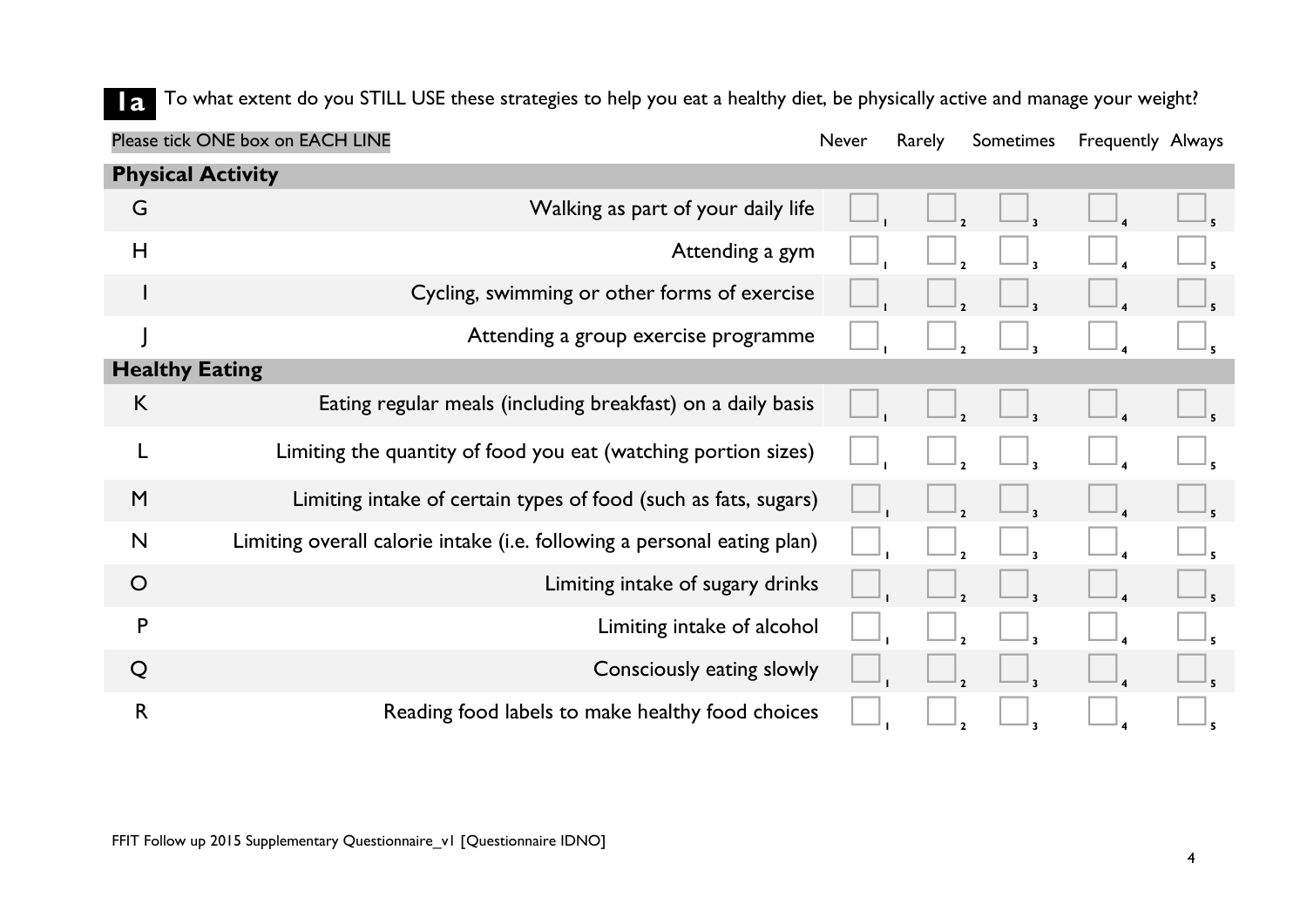**1a** To what extent do you STILL USE these strategies to help you eat a healthy diet, be physically active and manage your weight?

Please tick ONE box on EACH LINE

| | | Never | Rarely | Sometimes | Frequently | Always |
|---|---|---|---|---|---|---|
| **Physical Activity** | | | | | | |
| G | Walking as part of your daily life | ☐ 1 | ☐ 2 | ☐ 3 | ☐ 4 | ☐ 5 |
| H | Attending a gym | ☐ 1 | ☐ 2 | ☐ 3 | ☐ 4 | ☐ 5 |
| I | Cycling, swimming or other forms of exercise | ☐ 1 | ☐ 2 | ☐ 3 | ☐ 4 | ☐ 5 |
| J | Attending a group exercise programme | ☐ 1 | ☐ 2 | ☐ 3 | ☐ 4 | ☐ 5 |
| **Healthy Eating** | | | | | | |
| K | Eating regular meals (including breakfast) on a daily basis | ☐ 1 | ☐ 2 | ☐ 3 | ☐ 4 | ☐ 5 |
| L | Limiting the quantity of food you eat (watching portion sizes) | ☐ 1 | ☐ 2 | ☐ 3 | ☐ 4 | ☐ 5 |
| M | Limiting intake of certain types of food (such as fats, sugars) | ☐ 1 | ☐ 2 | ☐ 3 | ☐ 4 | ☐ 5 |
| N | Limiting overall calorie intake (i.e. following a personal eating plan) | ☐ 1 | ☐ 2 | ☐ 3 | ☐ 4 | ☐ 5 |
| O | Limiting intake of sugary drinks | ☐ 1 | ☐ 2 | ☐ 3 | ☐ 4 | ☐ 5 |
| P | Limiting intake of alcohol | ☐ 1 | ☐ 2 | ☐ 3 | ☐ 4 | ☐ 5 |
| Q | Consciously eating slowly | ☐ 1 | ☐ 2 | ☐ 3 | ☐ 4 | ☐ 5 |
| R | Reading food labels to make healthy food choices | ☐ 1 | ☐ 2 | ☐ 3 | ☐ 4 | ☐ 5 |

FFIT Follow up 2015 Supplementary Questionnaire_v1 [Questionnaire IDNO]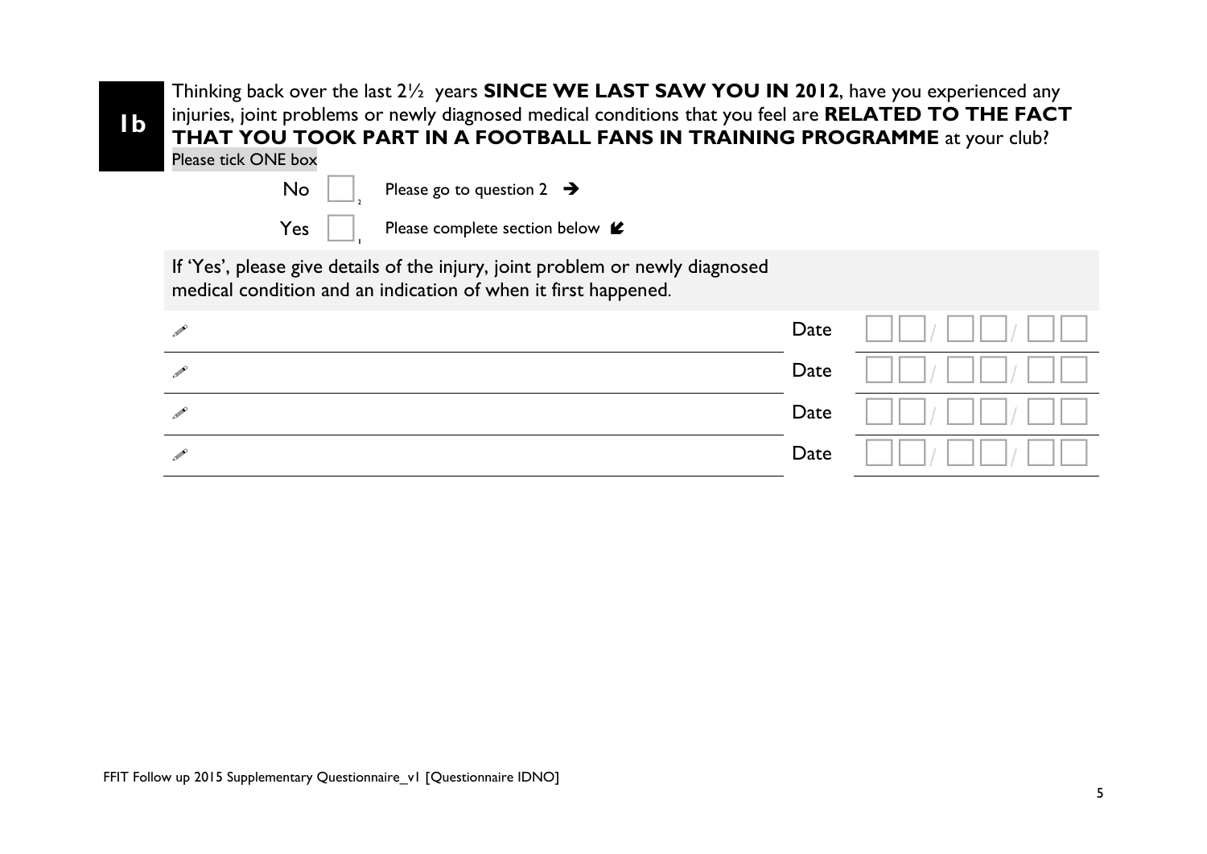**1b** Thinking back over the last 2½ years **SINCE WE LAST SAW YOU IN 2012**, have you experienced any injuries, joint problems or newly diagnosed medical conditions that you feel are **RELATED TO THE FACT THAT YOU TOOK PART IN A FOOTBALL FANS IN TRAINING PROGRAMME** at your club?

Please tick ONE box

No ☐ 2 Please go to question 2 ➔

Yes ☐ 1 Please complete section below ↙

If 'Yes', please give details of the injury, joint problem or newly diagnosed medical condition and an indication of when it first happened.

| Details | Date |
|---|---|
| ✎ | ☐☐/☐☐/☐☐ |
| ✎ | ☐☐/☐☐/☐☐ |
| ✎ | ☐☐/☐☐/☐☐ |
| ✎ | ☐☐/☐☐/☐☐ |

FFIT Follow up 2015 Supplementary Questionnaire_v1 [Questionnaire IDNO]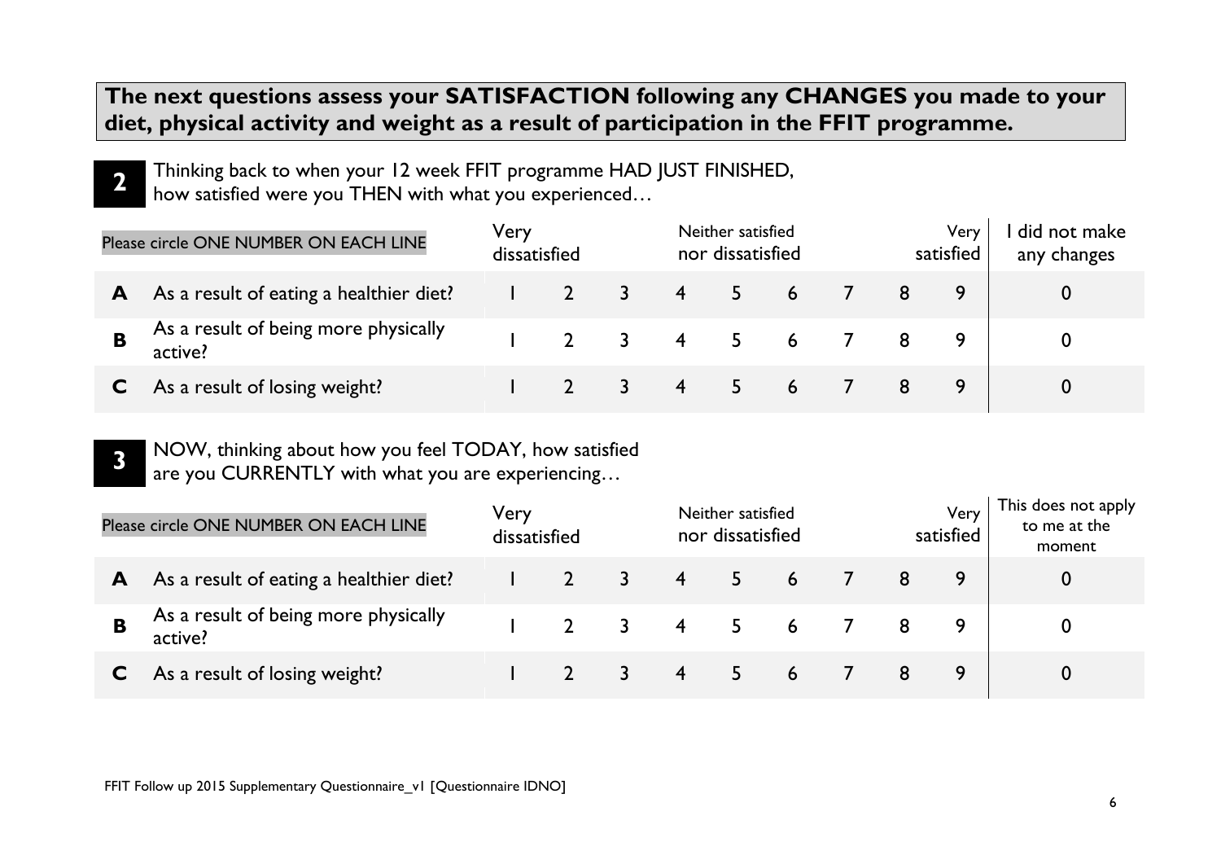**The next questions assess your SATISFACTION following any CHANGES you made to your diet, physical activity and weight as a result of participation in the FFIT programme.**

**2** Thinking back to when your 12 week FFIT programme HAD JUST FINISHED, how satisfied were you THEN with what you experienced…

| Please circle ONE NUMBER ON EACH LINE | | Very dissatisfied | | | Neither satisfied nor dissatisfied | | | | | Very satisfied | I did not make any changes |
|---|---|---|---|---|---|---|---|---|---|---|---|
| **A** | As a result of eating a healthier diet? | 1 | 2 | 3 | 4 | 5 | 6 | 7 | 8 | 9 | 0 |
| **B** | As a result of being more physically active? | 1 | 2 | 3 | 4 | 5 | 6 | 7 | 8 | 9 | 0 |
| **C** | As a result of losing weight? | 1 | 2 | 3 | 4 | 5 | 6 | 7 | 8 | 9 | 0 |

**3** NOW, thinking about how you feel TODAY, how satisfied are you CURRENTLY with what you are experiencing…

| Please circle ONE NUMBER ON EACH LINE | | Very dissatisfied | | | Neither satisfied nor dissatisfied | | | | | Very satisfied | This does not apply to me at the moment |
|---|---|---|---|---|---|---|---|---|---|---|---|
| **A** | As a result of eating a healthier diet? | 1 | 2 | 3 | 4 | 5 | 6 | 7 | 8 | 9 | 0 |
| **B** | As a result of being more physically active? | 1 | 2 | 3 | 4 | 5 | 6 | 7 | 8 | 9 | 0 |
| **C** | As a result of losing weight? | 1 | 2 | 3 | 4 | 5 | 6 | 7 | 8 | 9 | 0 |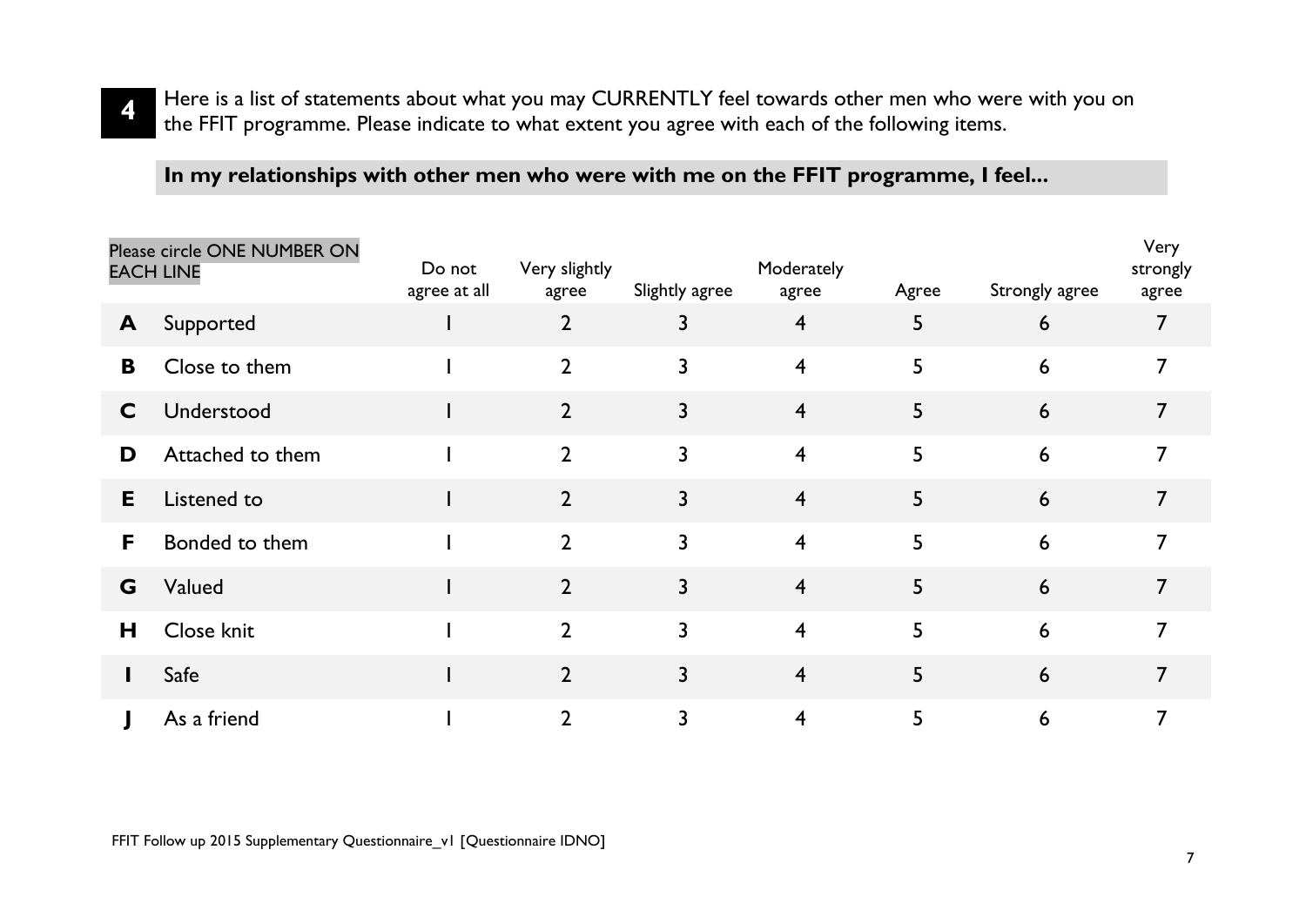**4** Here is a list of statements about what you may CURRENTLY feel towards other men who were with you on the FFIT programme. Please indicate to what extent you agree with each of the following items.

**In my relationships with other men who were with me on the FFIT programme, I feel...**

| Please circle ONE NUMBER ON EACH LINE | | Do not agree at all | Very slightly agree | Slightly agree | Moderately agree | Agree | Strongly agree | Very strongly agree |
|---|---|---|---|---|---|---|---|---|
| **A** | Supported | 1 | 2 | 3 | 4 | 5 | 6 | 7 |
| **B** | Close to them | 1 | 2 | 3 | 4 | 5 | 6 | 7 |
| **C** | Understood | 1 | 2 | 3 | 4 | 5 | 6 | 7 |
| **D** | Attached to them | 1 | 2 | 3 | 4 | 5 | 6 | 7 |
| **E** | Listened to | 1 | 2 | 3 | 4 | 5 | 6 | 7 |
| **F** | Bonded to them | 1 | 2 | 3 | 4 | 5 | 6 | 7 |
| **G** | Valued | 1 | 2 | 3 | 4 | 5 | 6 | 7 |
| **H** | Close knit | 1 | 2 | 3 | 4 | 5 | 6 | 7 |
| **I** | Safe | 1 | 2 | 3 | 4 | 5 | 6 | 7 |
| **J** | As a friend | 1 | 2 | 3 | 4 | 5 | 6 | 7 |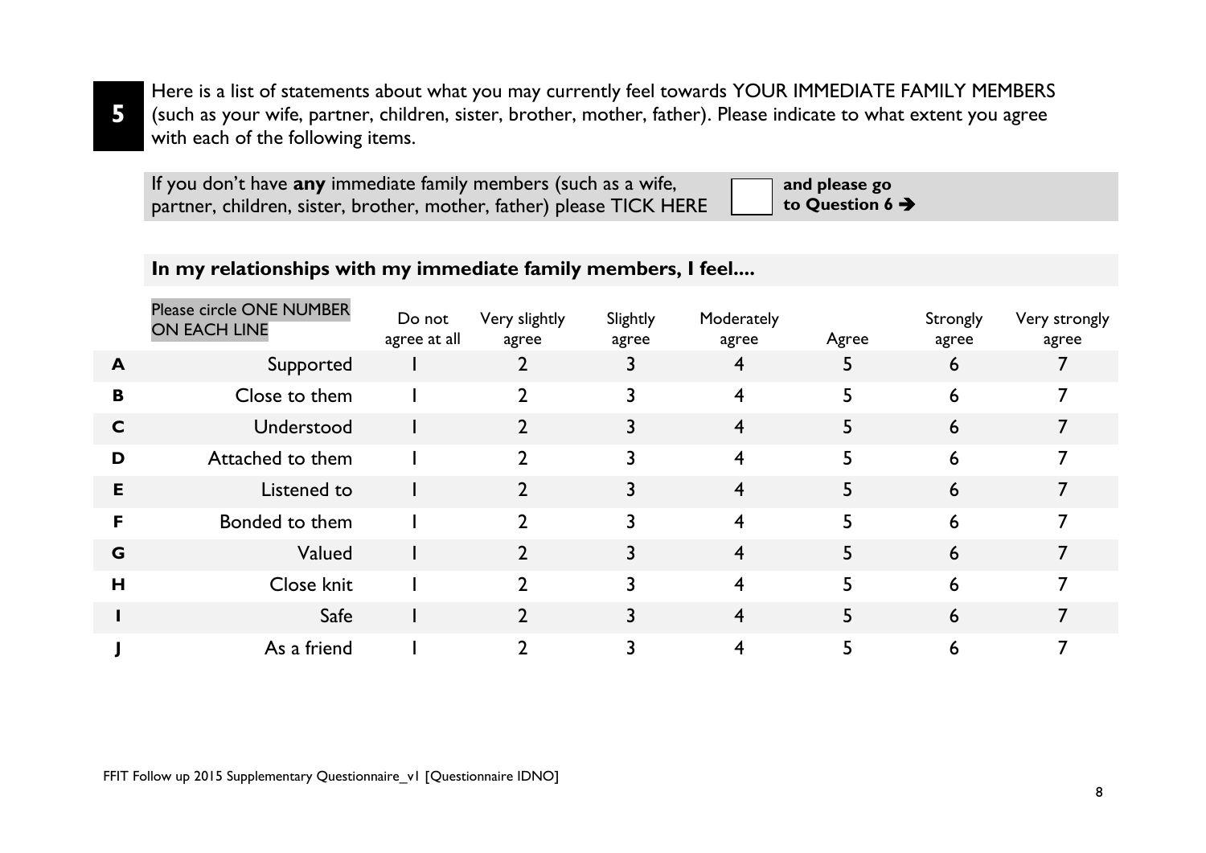**5** Here is a list of statements about what you may currently feel towards YOUR IMMEDIATE FAMILY MEMBERS (such as your wife, partner, children, sister, brother, mother, father). Please indicate to what extent you agree with each of the following items.

If you don't have **any** immediate family members (such as a wife, partner, children, sister, brother, mother, father) please TICK HERE ☐ **and please go to Question 6 →**

**In my relationships with my immediate family members, I feel....**

| | Please circle ONE NUMBER ON EACH LINE | Do not agree at all | Very slightly agree | Slightly agree | Moderately agree | Agree | Strongly agree | Very strongly agree |
|---|---|---|---|---|---|---|---|---|
| **A** | Supported | 1 | 2 | 3 | 4 | 5 | 6 | 7 |
| **B** | Close to them | 1 | 2 | 3 | 4 | 5 | 6 | 7 |
| **C** | Understood | 1 | 2 | 3 | 4 | 5 | 6 | 7 |
| **D** | Attached to them | 1 | 2 | 3 | 4 | 5 | 6 | 7 |
| **E** | Listened to | 1 | 2 | 3 | 4 | 5 | 6 | 7 |
| **F** | Bonded to them | 1 | 2 | 3 | 4 | 5 | 6 | 7 |
| **G** | Valued | 1 | 2 | 3 | 4 | 5 | 6 | 7 |
| **H** | Close knit | 1 | 2 | 3 | 4 | 5 | 6 | 7 |
| **I** | Safe | 1 | 2 | 3 | 4 | 5 | 6 | 7 |
| **J** | As a friend | 1 | 2 | 3 | 4 | 5 | 6 | 7 |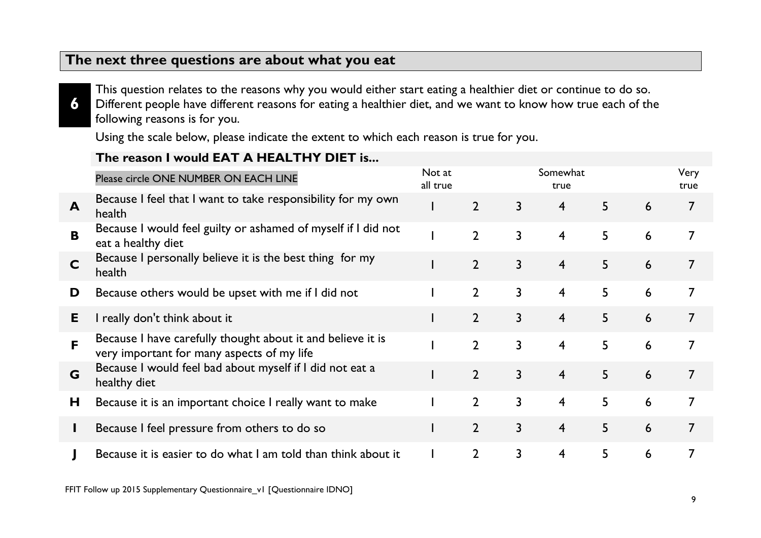## The next three questions are about what you eat

**6** This question relates to the reasons why you would either start eating a healthier diet or continue to do so. Different people have different reasons for eating a healthier diet, and we want to know how true each of the following reasons is for you.

Using the scale below, please indicate the extent to which each reason is true for you.

**The reason I would EAT A HEALTHY DIET is...**

| | Please circle ONE NUMBER ON EACH LINE | Not at all true | | | Somewhat true | | | Very true |
|---|---|---|---|---|---|---|---|---|
| **A** | Because I feel that I want to take responsibility for my own health | 1 | 2 | 3 | 4 | 5 | 6 | 7 |
| **B** | Because I would feel guilty or ashamed of myself if I did not eat a healthy diet | 1 | 2 | 3 | 4 | 5 | 6 | 7 |
| **C** | Because I personally believe it is the best thing for my health | 1 | 2 | 3 | 4 | 5 | 6 | 7 |
| **D** | Because others would be upset with me if I did not | 1 | 2 | 3 | 4 | 5 | 6 | 7 |
| **E** | I really don't think about it | 1 | 2 | 3 | 4 | 5 | 6 | 7 |
| **F** | Because I have carefully thought about it and believe it is very important for many aspects of my life | 1 | 2 | 3 | 4 | 5 | 6 | 7 |
| **G** | Because I would feel bad about myself if I did not eat a healthy diet | 1 | 2 | 3 | 4 | 5 | 6 | 7 |
| **H** | Because it is an important choice I really want to make | 1 | 2 | 3 | 4 | 5 | 6 | 7 |
| **I** | Because I feel pressure from others to do so | 1 | 2 | 3 | 4 | 5 | 6 | 7 |
| **J** | Because it is easier to do what I am told than think about it | 1 | 2 | 3 | 4 | 5 | 6 | 7 |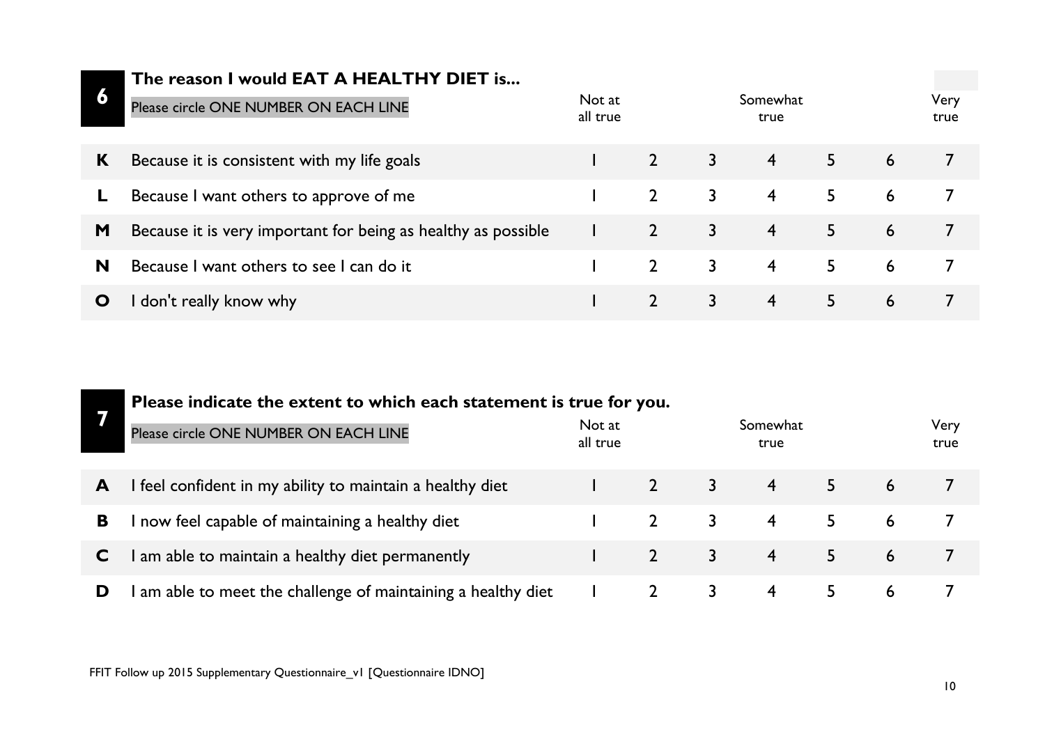## 6 The reason I would EAT A HEALTHY DIET is...

Please circle ONE NUMBER ON EACH LINE

| | | Not at all true | | | Somewhat true | | | Very true |
|---|---|---|---|---|---|---|---|---|
| **K** | Because it is consistent with my life goals | 1 | 2 | 3 | 4 | 5 | 6 | 7 |
| **L** | Because I want others to approve of me | 1 | 2 | 3 | 4 | 5 | 6 | 7 |
| **M** | Because it is very important for being as healthy as possible | 1 | 2 | 3 | 4 | 5 | 6 | 7 |
| **N** | Because I want others to see I can do it | 1 | 2 | 3 | 4 | 5 | 6 | 7 |
| **O** | I don't really know why | 1 | 2 | 3 | 4 | 5 | 6 | 7 |

## 7 Please indicate the extent to which each statement is true for you.

Please circle ONE NUMBER ON EACH LINE

| | | Not at all true | | | Somewhat true | | | Very true |
|---|---|---|---|---|---|---|---|---|
| **A** | I feel confident in my ability to maintain a healthy diet | 1 | 2 | 3 | 4 | 5 | 6 | 7 |
| **B** | I now feel capable of maintaining a healthy diet | 1 | 2 | 3 | 4 | 5 | 6 | 7 |
| **C** | I am able to maintain a healthy diet permanently | 1 | 2 | 3 | 4 | 5 | 6 | 7 |
| **D** | I am able to meet the challenge of maintaining a healthy diet | 1 | 2 | 3 | 4 | 5 | 6 | 7 |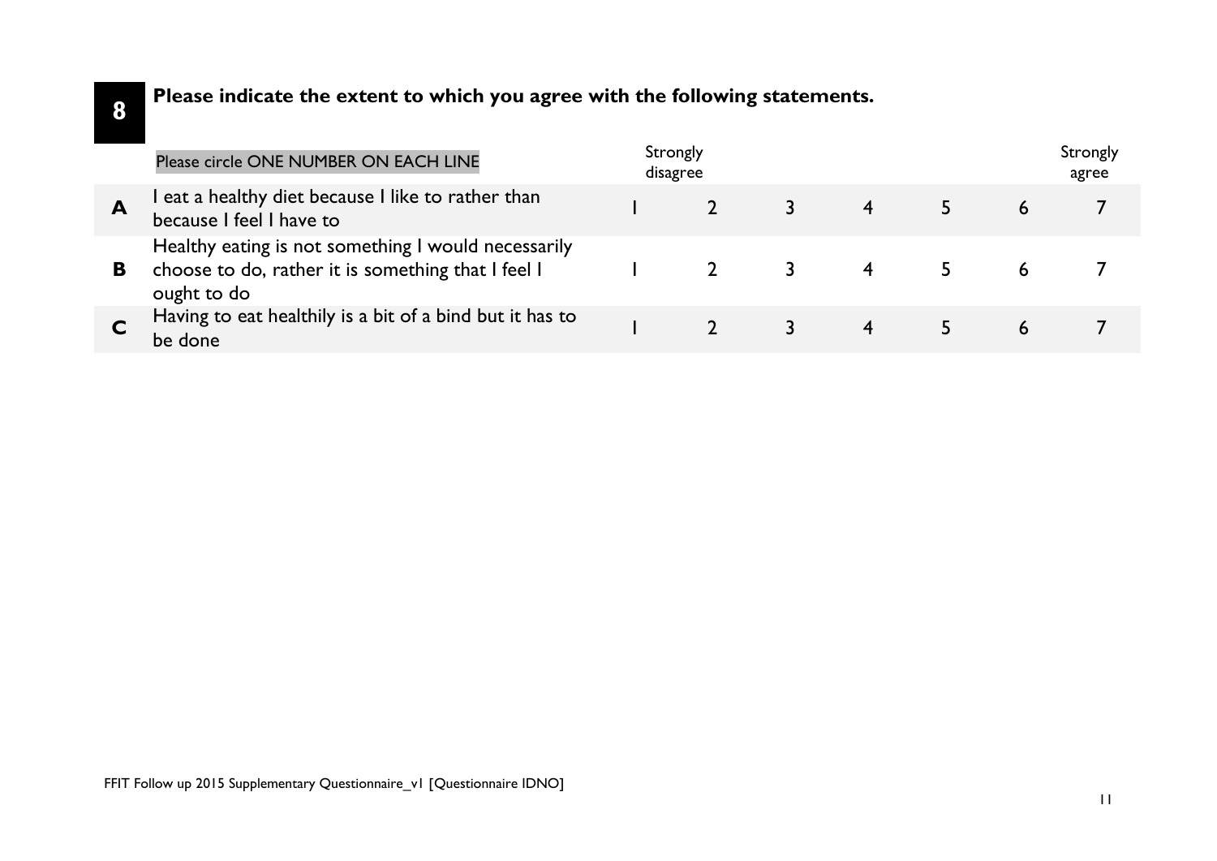## 8 Please indicate the extent to which you agree with the following statements.

| | Please circle ONE NUMBER ON EACH LINE | Strongly disagree | | | | | | Strongly agree |
|---|---|---|---|---|---|---|---|---|
| **A** | I eat a healthy diet because I like to rather than because I feel I have to | 1 | 2 | 3 | 4 | 5 | 6 | 7 |
| **B** | Healthy eating is not something I would necessarily choose to do, rather it is something that I feel I ought to do | 1 | 2 | 3 | 4 | 5 | 6 | 7 |
| **C** | Having to eat healthily is a bit of a bind but it has to be done | 1 | 2 | 3 | 4 | 5 | 6 | 7 |

FFIT Follow up 2015 Supplementary Questionnaire_v1 [Questionnaire IDNO]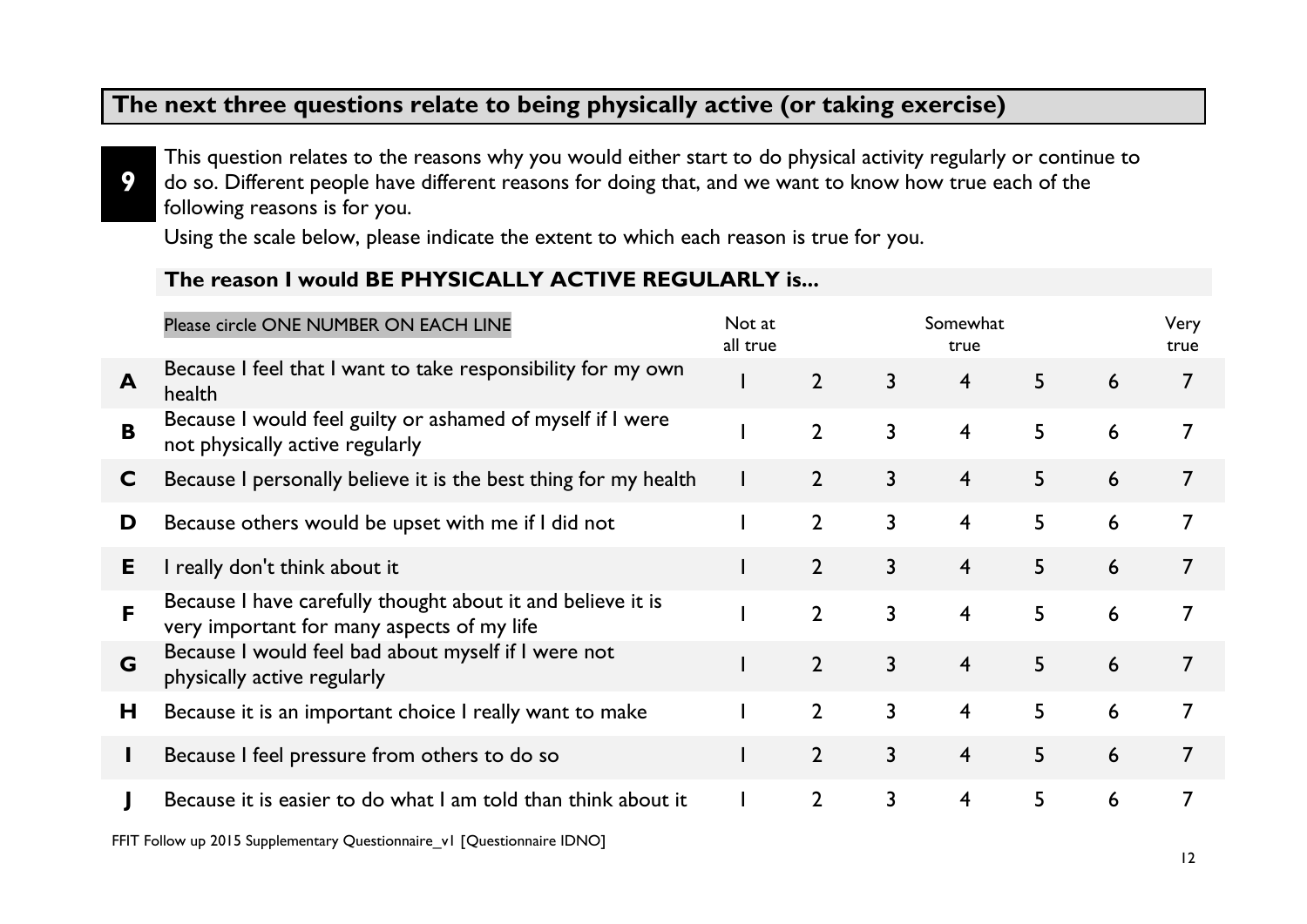## The next three questions relate to being physically active (or taking exercise)

**9** This question relates to the reasons why you would either start to do physical activity regularly or continue to do so. Different people have different reasons for doing that, and we want to know how true each of the following reasons is for you.

Using the scale below, please indicate the extent to which each reason is true for you.

### The reason I would BE PHYSICALLY ACTIVE REGULARLY is...

| | Please circle ONE NUMBER ON EACH LINE | Not at all true | | | Somewhat true | | | Very true |
|---|---|---|---|---|---|---|---|---|
| **A** | Because I feel that I want to take responsibility for my own health | 1 | 2 | 3 | 4 | 5 | 6 | 7 |
| **B** | Because I would feel guilty or ashamed of myself if I were not physically active regularly | 1 | 2 | 3 | 4 | 5 | 6 | 7 |
| **C** | Because I personally believe it is the best thing for my health | 1 | 2 | 3 | 4 | 5 | 6 | 7 |
| **D** | Because others would be upset with me if I did not | 1 | 2 | 3 | 4 | 5 | 6 | 7 |
| **E** | I really don't think about it | 1 | 2 | 3 | 4 | 5 | 6 | 7 |
| **F** | Because I have carefully thought about it and believe it is very important for many aspects of my life | 1 | 2 | 3 | 4 | 5 | 6 | 7 |
| **G** | Because I would feel bad about myself if I were not physically active regularly | 1 | 2 | 3 | 4 | 5 | 6 | 7 |
| **H** | Because it is an important choice I really want to make | 1 | 2 | 3 | 4 | 5 | 6 | 7 |
| **I** | Because I feel pressure from others to do so | 1 | 2 | 3 | 4 | 5 | 6 | 7 |
| **J** | Because it is easier to do what I am told than think about it | 1 | 2 | 3 | 4 | 5 | 6 | 7 |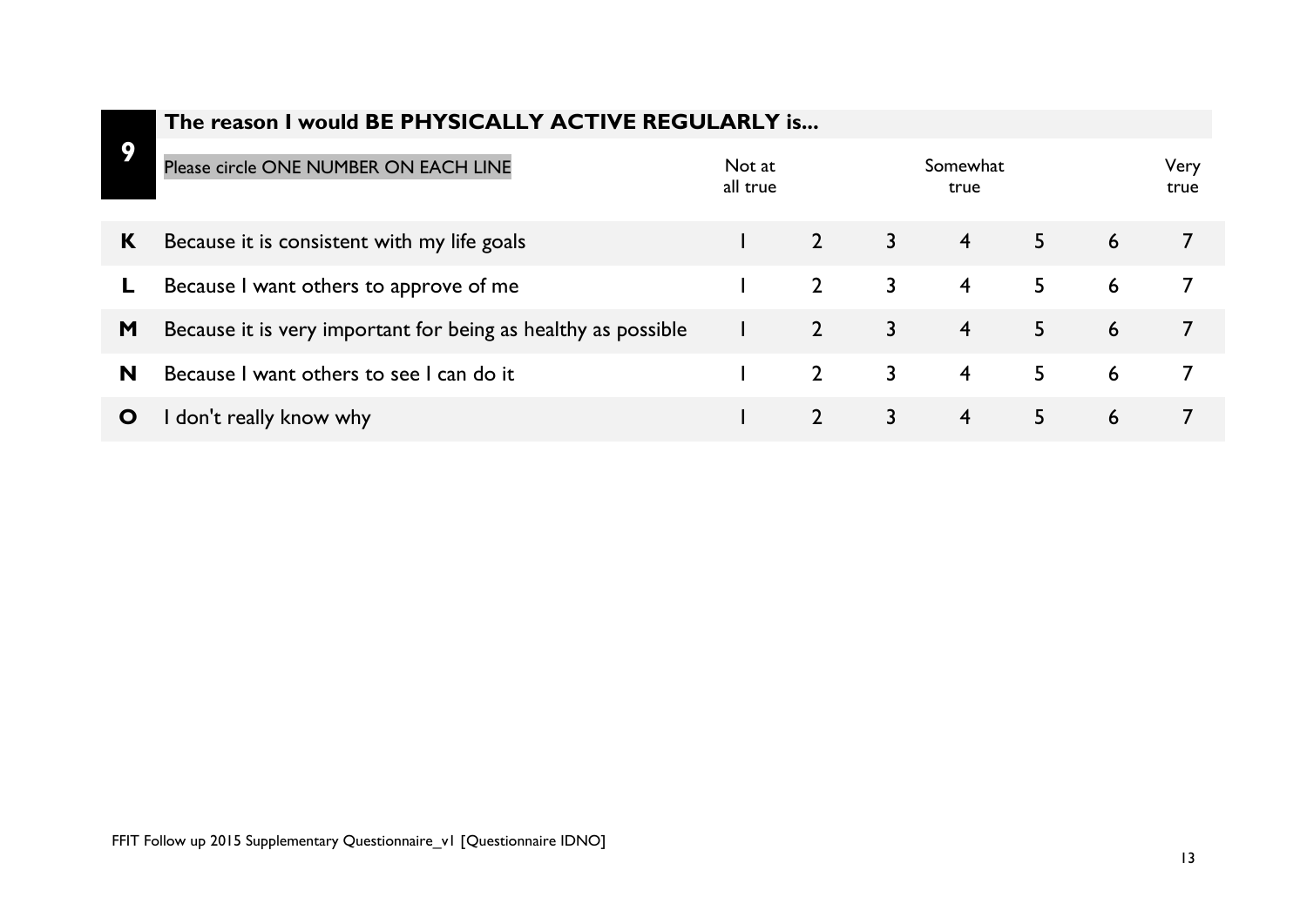## 9 The reason I would BE PHYSICALLY ACTIVE REGULARLY is...

| | Please circle ONE NUMBER ON EACH LINE | Not at all true | | | Somewhat true | | | Very true |
|---|---|---|---|---|---|---|---|---|
| **K** | Because it is consistent with my life goals | 1 | 2 | 3 | 4 | 5 | 6 | 7 |
| **L** | Because I want others to approve of me | 1 | 2 | 3 | 4 | 5 | 6 | 7 |
| **M** | Because it is very important for being as healthy as possible | 1 | 2 | 3 | 4 | 5 | 6 | 7 |
| **N** | Because I want others to see I can do it | 1 | 2 | 3 | 4 | 5 | 6 | 7 |
| **O** | I don't really know why | 1 | 2 | 3 | 4 | 5 | 6 | 7 |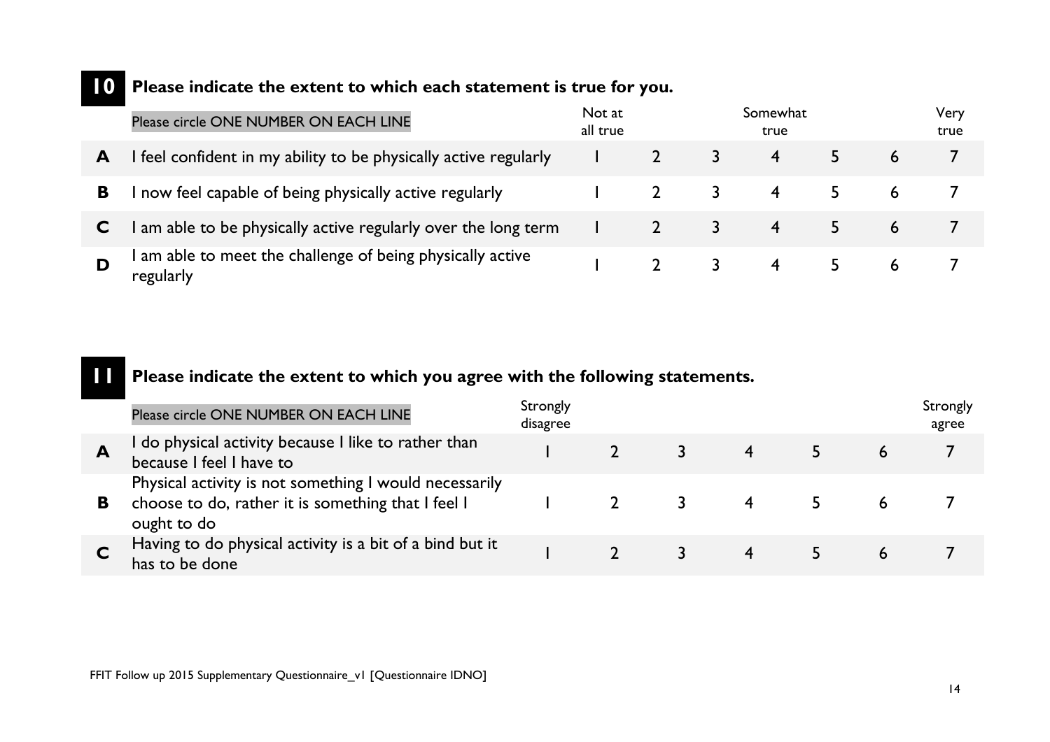## 10 Please indicate the extent to which each statement is true for you.

| | Please circle ONE NUMBER ON EACH LINE | Not at all true | | | Somewhat true | | | Very true |
|---|---|---|---|---|---|---|---|---|
| **A** | I feel confident in my ability to be physically active regularly | 1 | 2 | 3 | 4 | 5 | 6 | 7 |
| **B** | I now feel capable of being physically active regularly | 1 | 2 | 3 | 4 | 5 | 6 | 7 |
| **C** | I am able to be physically active regularly over the long term | 1 | 2 | 3 | 4 | 5 | 6 | 7 |
| **D** | I am able to meet the challenge of being physically active regularly | 1 | 2 | 3 | 4 | 5 | 6 | 7 |

## 11 Please indicate the extent to which you agree with the following statements.

| | Please circle ONE NUMBER ON EACH LINE | Strongly disagree | | | | | | Strongly agree |
|---|---|---|---|---|---|---|---|---|
| **A** | I do physical activity because I like to rather than because I feel I have to | 1 | 2 | 3 | 4 | 5 | 6 | 7 |
| **B** | Physical activity is not something I would necessarily choose to do, rather it is something that I feel I ought to do | 1 | 2 | 3 | 4 | 5 | 6 | 7 |
| **C** | Having to do physical activity is a bit of a bind but it has to be done | 1 | 2 | 3 | 4 | 5 | 6 | 7 |

FFIT Follow up 2015 Supplementary Questionnaire_v1 [Questionnaire IDNO]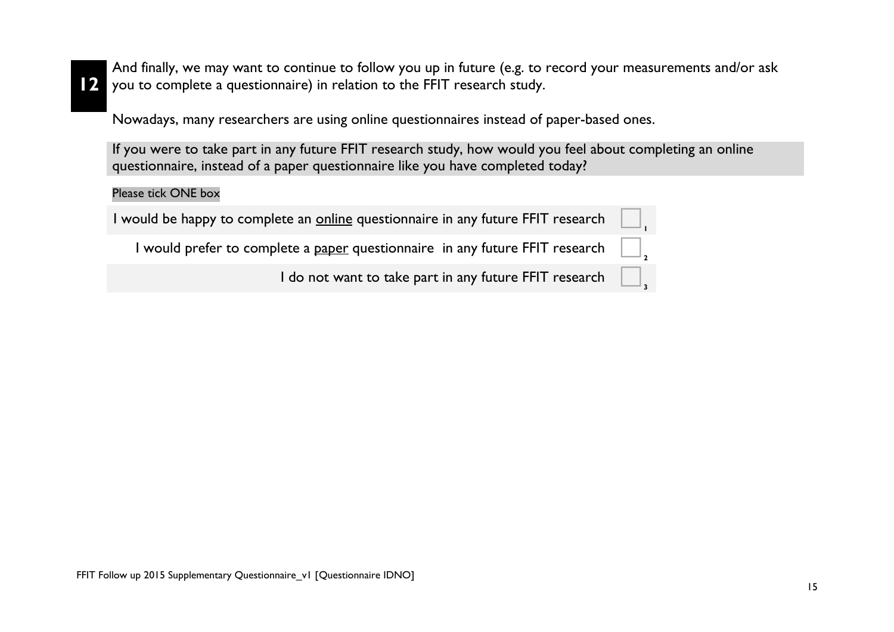**12** And finally, we may want to continue to follow you up in future (e.g. to record your measurements and/or ask you to complete a questionnaire) in relation to the FFIT research study.

Nowadays, many researchers are using online questionnaires instead of paper-based ones.

If you were to take part in any future FFIT research study, how would you feel about completing an online questionnaire, instead of a paper questionnaire like you have completed today?

Please tick ONE box

| | |
|---|---|
| I would be happy to complete an <u>online</u> questionnaire in any future FFIT research | ☐ 1 |
| I would prefer to complete a <u>paper</u> questionnaire in any future FFIT research | ☐ 2 |
| I do not want to take part in any future FFIT research | ☐ 3 |

FFIT Follow up 2015 Supplementary Questionnaire_v1 [Questionnaire IDNO]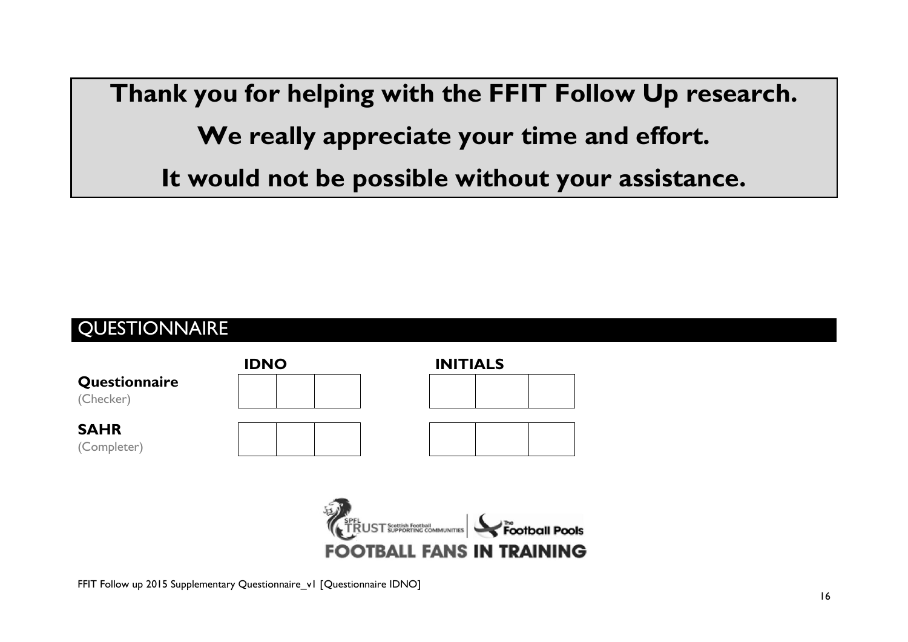**Thank you for helping with the FFIT Follow Up research.**

**We really appreciate your time and effort.**

**It would not be possible without your assistance.**

## QUESTIONNAIRE

| | IDNO | | | INITIALS | | |
|---|---|---|---|---|---|---|
| **Questionnaire** (Checker) | | | | | | |
| **SAHR** (Completer) | | | | | | |

SPFL TRUST Scottish Football SUPPORTING COMMUNITIES | The Football Pools

FOOTBALL FANS IN TRAINING

FFIT Follow up 2015 Supplementary Questionnaire_v1 [Questionnaire IDNO]